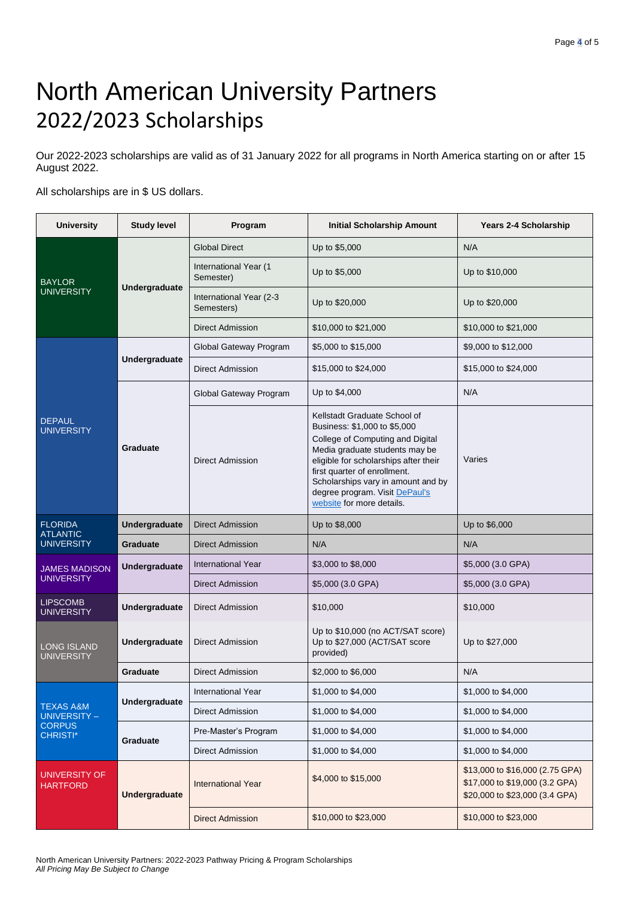// Page header "Page 4 of 5" and running footer omitted per rules
# North American University Partners

## 2022/2023 Scholarships

Our 2022-2023 scholarships are valid as of 31 January 2022 for all programs in North America starting on or after 15 August 2022.

All scholarships are in $ US dollars.

| University | Study level | Program | Initial Scholarship Amount | Years 2-4 Scholarship |
|---|---|---|---|---|
| BAYLOR UNIVERSITY | Undergraduate | Global Direct | Up to $5,000 | N/A |
| | | International Year (1 Semester) | Up to $5,000 | Up to $10,000 |
| | | International Year (2-3 Semesters) | Up to $20,000 | Up to $20,000 |
| | | Direct Admission | $10,000 to $21,000 | $10,000 to $21,000 |
| DEPAUL UNIVERSITY | Undergraduate | Global Gateway Program | $5,000 to $15,000 | $9,000 to $12,000 |
| | | Direct Admission | $15,000 to $24,000 | $15,000 to $24,000 |
| | Graduate | Global Gateway Program | Up to $4,000 | N/A |
| | | Direct Admission | Kellstadt Graduate School of Business: $1,000 to $5,000 College of Computing and Digital Media graduate students may be eligible for scholarships after their first quarter of enrollment. Scholarships vary in amount and by degree program. Visit DePaul's website for more details. | Varies |
| FLORIDA ATLANTIC UNIVERSITY | Undergraduate | Direct Admission | Up to $8,000 | Up to $6,000 |
| | Graduate | Direct Admission | N/A | N/A |
| JAMES MADISON UNIVERSITY | Undergraduate | International Year | $3,000 to $8,000 | $5,000 (3.0 GPA) |
| | | Direct Admission | $5,000 (3.0 GPA) | $5,000 (3.0 GPA) |
| LIPSCOMB UNIVERSITY | Undergraduate | Direct Admission | $10,000 | $10,000 |
| LONG ISLAND UNIVERSITY | Undergraduate | Direct Admission | Up to $10,000 (no ACT/SAT score) Up to $27,000 (ACT/SAT score provided) | Up to $27,000 |
| | Graduate | Direct Admission | $2,000 to $6,000 | N/A |
| TEXAS A&M UNIVERSITY – CORPUS CHRISTI* | Undergraduate | International Year | $1,000 to $4,000 | $1,000 to $4,000 |
| | | Direct Admission | $1,000 to $4,000 | $1,000 to $4,000 |
| | Graduate | Pre-Master's Program | $1,000 to $4,000 | $1,000 to $4,000 |
| | | Direct Admission | $1,000 to $4,000 | $1,000 to $4,000 |
| UNIVERSITY OF HARTFORD | Undergraduate | International Year | $4,000 to $15,000 | $13,000 to $16,000 (2.75 GPA) $17,000 to $19,000 (3.2 GPA) $20,000 to $23,000 (3.4 GPA) |
| | | Direct Admission | $10,000 to $23,000 | $10,000 to $23,000 |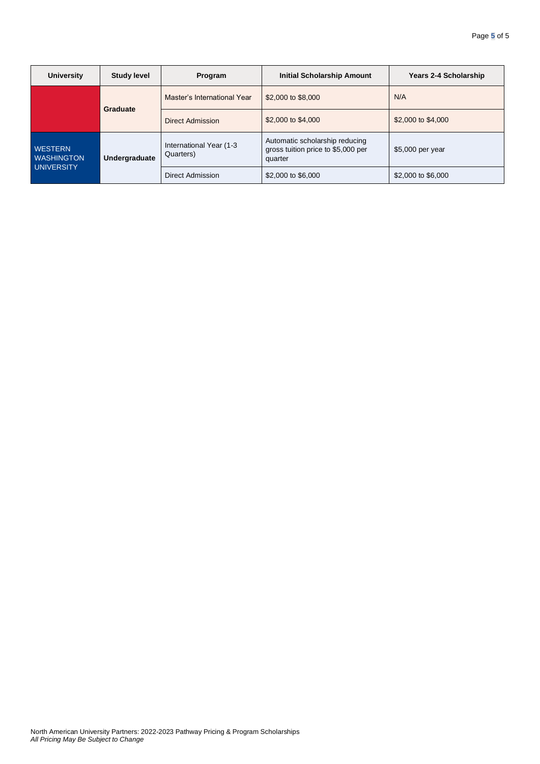| University | Study level | Program | Initial Scholarship Amount | Years 2-4 Scholarship |
|---|---|---|---|---|
| | Graduate | Master's International Year | $2,000 to $8,000 | N/A |
| | | Direct Admission | $2,000 to $4,000 | $2,000 to $4,000 |
| WESTERN WASHINGTON UNIVERSITY | Undergraduate | International Year (1-3 Quarters) | Automatic scholarship reducing gross tuition price to $5,000 per quarter | $5,000 per year |
| | | Direct Admission | $2,000 to $6,000 | $2,000 to $6,000 |

North American University Partners: 2022-2023 Pathway Pricing & Program Scholarships
*All Pricing May Be Subject to Change*